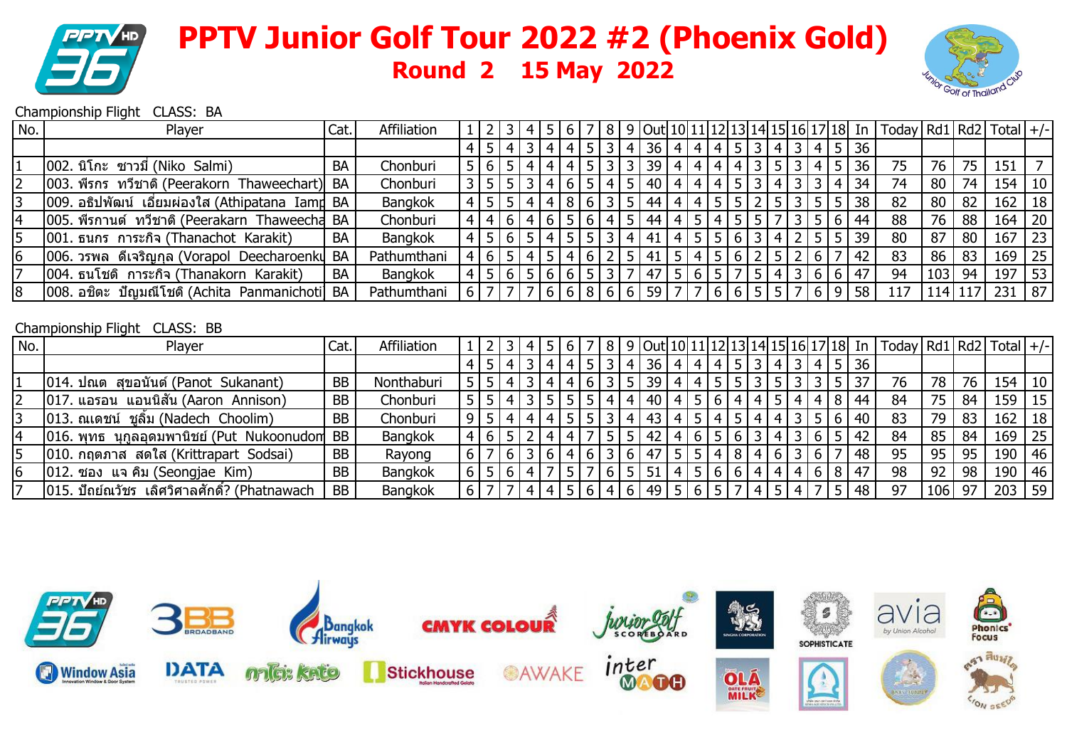# PPTV Junior Golf Tour 2022 #2 (Phoenix Gold)

## Round 2 15 May 2022

Championship Flight CLASS: BA

| No. | Player | Cat. | Affiliation | 1 | 2 | 3 | 4 | 5 | 6 | 7 | 8 | 9 | Out | 10 | 11 | 12 | 13 | 14 | 15 | 16 | 17 | 18 | In | Today | Rd1 | Rd2 | Total | +/- |
|---|---|---|---|---|---|---|---|---|---|---|---|---|---|---|---|---|---|---|---|---|---|---|---|---|---|---|---|---|
| | | | | 4 | 5 | 4 | 3 | 4 | 4 | 5 | 3 | 4 | 36 | 4 | 4 | 4 | 5 | 3 | 4 | 3 | 4 | 5 | 36 | | | | | |
| 1 | 002. นิโกะ ซาวมี่ (Niko Salmi) | BA | Chonburi | 5 | 6 | 5 | 4 | 4 | 4 | 5 | 3 | 3 | 39 | 4 | 4 | 4 | 4 | 3 | 5 | 3 | 4 | 5 | 36 | 75 | 76 | 75 | 151 | 7 |
| 2 | 003. พีรกร ทวีชาติ (Peerakorn Thaweechart) | BA | Chonburi | 3 | 5 | 5 | 3 | 4 | 6 | 5 | 4 | 5 | 40 | 4 | 4 | 4 | 5 | 3 | 4 | 3 | 3 | 4 | 34 | 74 | 80 | 74 | 154 | 10 |
| 3 | 009. อธิปพัฒน์ เอี่ยมผ่องใส (Athipatana Iamp | BA | Bangkok | 4 | 5 | 5 | 4 | 4 | 8 | 6 | 3 | 5 | 44 | 4 | 4 | 5 | 5 | 2 | 5 | 3 | 5 | 5 | 38 | 82 | 80 | 82 | 162 | 18 |
| 4 | 005. พีรกานต์ ทวีชาติ (Peerakarn Thaweecha | BA | Chonburi | 4 | 4 | 6 | 4 | 6 | 5 | 6 | 4 | 5 | 44 | 4 | 5 | 4 | 5 | 5 | 7 | 3 | 5 | 6 | 44 | 88 | 76 | 88 | 164 | 20 |
| 5 | 001. ธนกร การะกิจ (Thanachot Karakit) | BA | Bangkok | 4 | 5 | 6 | 5 | 4 | 5 | 5 | 3 | 4 | 41 | 4 | 5 | 5 | 6 | 3 | 4 | 2 | 5 | 5 | 39 | 80 | 87 | 80 | 167 | 23 |
| 6 | 006. วรพล ดีเจริญกุล (Vorapol Deecharoenku | BA | Pathumthani | 4 | 6 | 5 | 4 | 5 | 4 | 6 | 2 | 5 | 41 | 5 | 4 | 5 | 6 | 2 | 5 | 2 | 6 | 7 | 42 | 83 | 86 | 83 | 169 | 25 |
| 7 | 004. ธนโชติ การะกิจ (Thanakorn Karakit) | BA | Bangkok | 4 | 5 | 6 | 5 | 6 | 6 | 5 | 3 | 7 | 47 | 5 | 6 | 5 | 7 | 5 | 4 | 3 | 6 | 6 | 47 | 94 | 103 | 94 | 197 | 53 |
| 8 | 008. อชิตะ ปัญมณีโชติ (Achita Panmanichoti | BA | Pathumthani | 6 | 7 | 7 | 7 | 6 | 6 | 8 | 6 | 6 | 59 | 7 | 7 | 6 | 6 | 5 | 5 | 7 | 6 | 9 | 58 | 117 | 114 | 117 | 231 | 87 |

Championship Flight CLASS: BB

| No. | Player | Cat. | Affiliation | 1 | 2 | 3 | 4 | 5 | 6 | 7 | 8 | 9 | Out | 10 | 11 | 12 | 13 | 14 | 15 | 16 | 17 | 18 | In | Today | Rd1 | Rd2 | Total | +/- |
|---|---|---|---|---|---|---|---|---|---|---|---|---|---|---|---|---|---|---|---|---|---|---|---|---|---|---|---|---|
| | | | | 4 | 5 | 4 | 3 | 4 | 4 | 5 | 3 | 4 | 36 | 4 | 4 | 4 | 5 | 3 | 4 | 3 | 4 | 5 | 36 | | | | | |
| 1 | 014. ปณต สุขอนันต์ (Panot Sukanant) | BB | Nonthaburi | 5 | 5 | 4 | 3 | 4 | 4 | 6 | 3 | 5 | 39 | 4 | 4 | 5 | 5 | 3 | 5 | 3 | 3 | 5 | 37 | 76 | 78 | 76 | 154 | 10 |
| 2 | 017. แอรอน แอนนิสัน (Aaron Annison) | BB | Chonburi | 5 | 5 | 4 | 3 | 5 | 5 | 5 | 4 | 4 | 40 | 4 | 5 | 6 | 4 | 4 | 5 | 4 | 4 | 8 | 44 | 84 | 75 | 84 | 159 | 15 |
| 3 | 013. ณเดชน์ ชูลิ้ม (Nadech Choolim) | BB | Chonburi | 9 | 5 | 4 | 4 | 4 | 5 | 5 | 3 | 4 | 43 | 4 | 5 | 4 | 5 | 4 | 4 | 3 | 5 | 6 | 40 | 83 | 79 | 83 | 162 | 18 |
| 4 | 016. พุทธ นุกูลอุดมพานิชย์ (Put Nukoonudom | BB | Bangkok | 4 | 6 | 5 | 2 | 4 | 4 | 7 | 5 | 5 | 42 | 4 | 6 | 5 | 6 | 3 | 4 | 3 | 6 | 5 | 42 | 84 | 85 | 84 | 169 | 25 |
| 5 | 010. กฤตภาส สดใส (Krittrapart Sodsai) | BB | Rayong | 6 | 7 | 6 | 3 | 6 | 4 | 6 | 3 | 6 | 47 | 5 | 5 | 4 | 8 | 4 | 6 | 3 | 6 | 7 | 48 | 95 | 95 | 95 | 190 | 46 |
| 6 | 012. ซอง แจ คิม (Seongjae Kim) | BB | Bangkok | 6 | 5 | 6 | 4 | 7 | 5 | 7 | 6 | 5 | 51 | 4 | 5 | 6 | 6 | 4 | 4 | 4 | 6 | 8 | 47 | 98 | 92 | 98 | 190 | 46 |
| 7 | 015. ปัณณ์วัชร เลิศวิศาลศักดิ์? (Phatnawach | BB | Bangkok | 6 | 7 | 7 | 4 | 4 | 5 | 6 | 4 | 6 | 49 | 5 | 6 | 5 | 7 | 4 | 5 | 4 | 7 | 5 | 48 | 97 | 106 | 97 | 203 | 59 |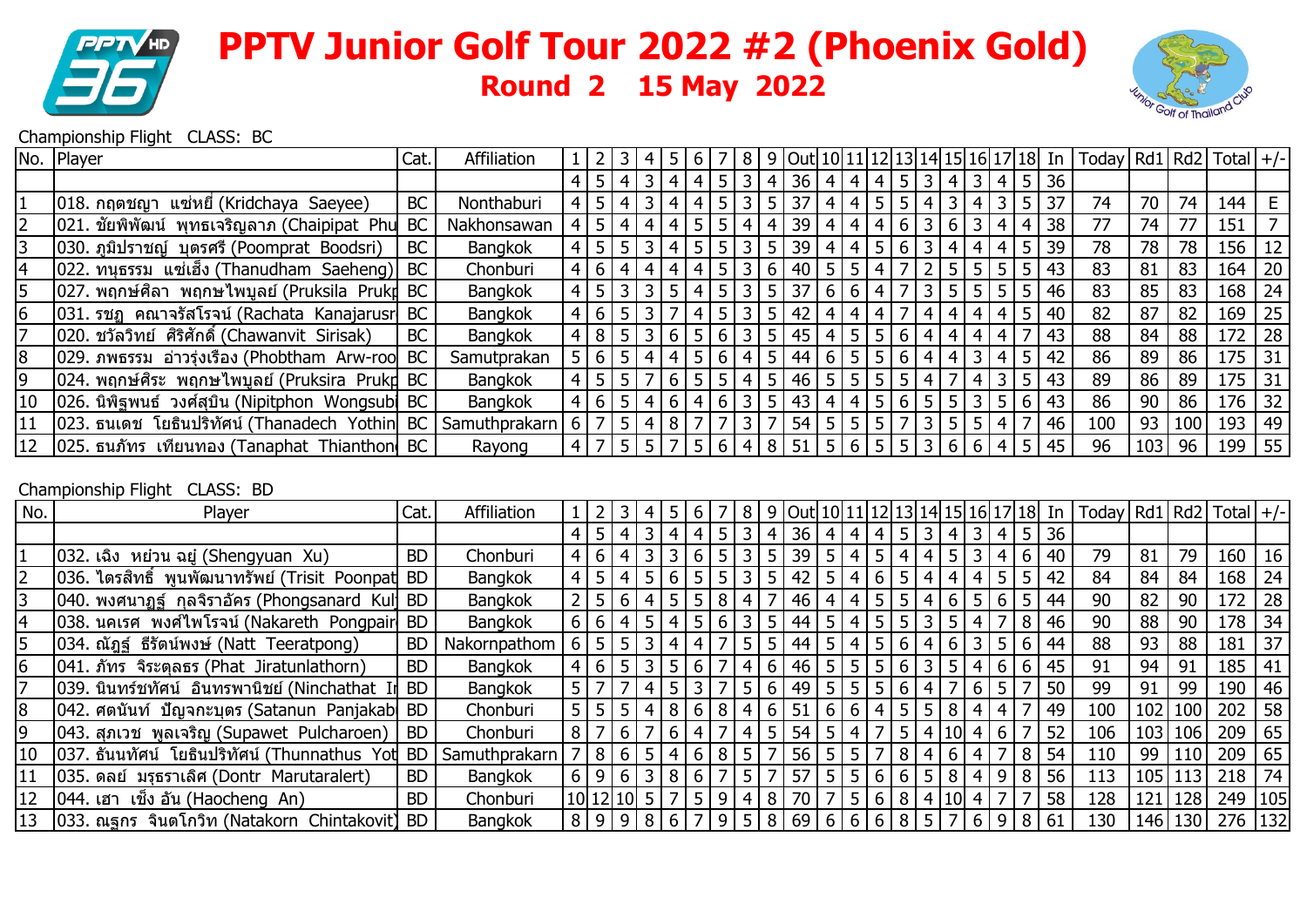# PPTV Junior Golf Tour 2022 #2 (Phoenix Gold)

## Round 2 15 May 2022

Championship Flight CLASS: BC

| No. | Player | Cat. | Affiliation | 1 | 2 | 3 | 4 | 5 | 6 | 7 | 8 | 9 | Out | 10 | 11 | 12 | 13 | 14 | 15 | 16 | 17 | 18 | In | Today | Rd1 | Rd2 | Total | +/- |
|---|---|---|---|---|---|---|---|---|---|---|---|---|---|---|---|---|---|---|---|---|---|---|---|---|---|---|---|---|
| | | | | 4 | 5 | 4 | 3 | 4 | 4 | 5 | 3 | 4 | 36 | 4 | 4 | 4 | 5 | 3 | 4 | 3 | 4 | 5 | 36 | | | | | |
| 1 | 018. กฤตชญา แซ่หยี่ (Kridchaya Saeyee) | BC | Nonthaburi | 4 | 5 | 4 | 3 | 4 | 4 | 5 | 3 | 5 | 37 | 4 | 4 | 5 | 5 | 4 | 3 | 4 | 3 | 5 | 37 | 74 | 70 | 74 | 144 | E |
| 2 | 021. ชัยพิพัฒน์ พุทธเจริญลาภ (Chaipipat Phu | BC | Nakhonsawan | 4 | 5 | 4 | 4 | 4 | 5 | 5 | 4 | 4 | 39 | 4 | 4 | 4 | 6 | 3 | 6 | 3 | 4 | 4 | 38 | 77 | 74 | 77 | 151 | 7 |
| 3 | 030. ภูมิปราชญ์ บุตรศรี (Poomprat Boodsri) | BC | Bangkok | 4 | 5 | 5 | 3 | 4 | 5 | 5 | 3 | 5 | 39 | 4 | 4 | 5 | 6 | 3 | 4 | 4 | 4 | 5 | 39 | 78 | 78 | 78 | 156 | 12 |
| 4 | 022. ทนุธรรม แซ่เฮ็ง (Thanudham Saeheng) | BC | Chonburi | 4 | 6 | 4 | 4 | 4 | 4 | 5 | 3 | 6 | 40 | 5 | 5 | 4 | 7 | 2 | 5 | 5 | 5 | 5 | 43 | 83 | 81 | 83 | 164 | 20 |
| 5 | 027. พฤกษ์ศิลา พฤกษไพบูลย์ (Pruksila Prukp | BC | Bangkok | 4 | 5 | 3 | 3 | 5 | 4 | 5 | 3 | 5 | 37 | 6 | 6 | 4 | 7 | 3 | 5 | 5 | 5 | 5 | 46 | 83 | 85 | 83 | 168 | 24 |
| 6 | 031. รชฏ คณาจรัสโรจน์ (Rachata Kanajarusr | BC | Bangkok | 4 | 6 | 5 | 3 | 7 | 4 | 5 | 3 | 5 | 42 | 4 | 4 | 4 | 7 | 4 | 4 | 4 | 4 | 5 | 40 | 82 | 87 | 82 | 169 | 25 |
| 7 | 020. ชวัลวิทย์ ศิริศักดิ์ (Chawanvit Sirisak) | BC | Bangkok | 4 | 8 | 5 | 3 | 6 | 5 | 6 | 3 | 5 | 45 | 4 | 5 | 5 | 6 | 4 | 4 | 4 | 4 | 7 | 43 | 88 | 84 | 88 | 172 | 28 |
| 8 | 029. ภพธรรม อ่ารุ่งเรือง (Phobtham Arw-roo | BC | Samutprakan | 5 | 6 | 5 | 4 | 4 | 5 | 6 | 4 | 5 | 44 | 6 | 5 | 5 | 6 | 4 | 4 | 3 | 4 | 5 | 42 | 86 | 89 | 86 | 175 | 31 |
| 9 | 024. พฤกษ์ศิระ พฤกษไพบูลย์ (Pruksira Prukp | BC | Bangkok | 4 | 5 | 5 | 7 | 6 | 5 | 5 | 4 | 5 | 46 | 5 | 5 | 5 | 5 | 4 | 7 | 4 | 3 | 5 | 43 | 89 | 86 | 89 | 175 | 31 |
| 10 | 026. นิพิฐพนธ์ วงศ์สุบิน (Nipitphon Wongsubi | BC | Bangkok | 4 | 6 | 5 | 4 | 6 | 4 | 6 | 3 | 5 | 43 | 4 | 4 | 5 | 6 | 5 | 5 | 3 | 5 | 6 | 43 | 86 | 90 | 86 | 176 | 32 |
| 11 | 023. ธนเดช โยธินปริทัศน์ (Thanadech Yothin | BC | Samuthprakarn | 6 | 7 | 5 | 4 | 8 | 7 | 7 | 3 | 7 | 54 | 5 | 5 | 5 | 7 | 3 | 5 | 5 | 4 | 7 | 46 | 100 | 93 | 100 | 193 | 49 |
| 12 | 025. ธนภัทร เทียนทอง (Tanaphat Thianthon | BC | Rayong | 4 | 7 | 5 | 5 | 7 | 5 | 6 | 4 | 8 | 51 | 5 | 6 | 5 | 5 | 3 | 6 | 6 | 4 | 5 | 45 | 96 | 103 | 96 | 199 | 55 |

Championship Flight CLASS: BD

| No. | Player | Cat. | Affiliation | 1 | 2 | 3 | 4 | 5 | 6 | 7 | 8 | 9 | Out | 10 | 11 | 12 | 13 | 14 | 15 | 16 | 17 | 18 | In | Today | Rd1 | Rd2 | Total | +/- |
|---|---|---|---|---|---|---|---|---|---|---|---|---|---|---|---|---|---|---|---|---|---|---|---|---|---|---|---|---|
| | | | | 4 | 5 | 4 | 3 | 4 | 4 | 5 | 3 | 4 | 36 | 4 | 4 | 4 | 5 | 3 | 4 | 3 | 4 | 5 | 36 | | | | | |
| 1 | 032. เฉิง หย่วน ฉยู่ (Shengyuan Xu) | BD | Chonburi | 4 | 6 | 4 | 3 | 3 | 6 | 5 | 3 | 5 | 39 | 5 | 4 | 5 | 4 | 4 | 5 | 3 | 4 | 6 | 40 | 79 | 81 | 79 | 160 | 16 |
| 2 | 036. ไตรสิทธิ์ พูนพัฒนาทรัพย์ (Trisit Poonpat | BD | Bangkok | 4 | 5 | 4 | 5 | 6 | 5 | 5 | 3 | 5 | 42 | 5 | 4 | 6 | 5 | 4 | 4 | 4 | 5 | 5 | 42 | 84 | 84 | 84 | 168 | 24 |
| 3 | 040. พงศนาฏฐ์ กุลจิราอัคร (Phongsanard Kul | BD | Bangkok | 2 | 5 | 6 | 4 | 5 | 5 | 8 | 4 | 7 | 46 | 4 | 4 | 5 | 5 | 4 | 6 | 5 | 6 | 5 | 44 | 90 | 82 | 90 | 172 | 28 |
| 4 | 038. นคเรศ พงศ์ไพโรจน์ (Nakareth Pongpair | BD | Bangkok | 6 | 6 | 4 | 5 | 4 | 5 | 6 | 3 | 5 | 44 | 5 | 4 | 5 | 5 | 3 | 5 | 4 | 7 | 8 | 46 | 90 | 88 | 90 | 178 | 34 |
| 5 | 034. ณัฏฐ์ ธีรัตน์พงษ์ (Natt Teeratpong) | BD | Nakornpathom | 6 | 5 | 5 | 3 | 4 | 4 | 7 | 5 | 5 | 44 | 5 | 4 | 5 | 6 | 4 | 6 | 3 | 5 | 6 | 44 | 88 | 93 | 88 | 181 | 37 |
| 6 | 041. ภัทร จิรตุลธร (Phat Jiratunlathorn) | BD | Bangkok | 4 | 6 | 5 | 3 | 5 | 6 | 7 | 4 | 6 | 46 | 5 | 5 | 5 | 6 | 3 | 5 | 4 | 6 | 6 | 45 | 91 | 94 | 91 | 185 | 41 |
| 7 | 039. นินทร์ชทัศน์ อินทรพานิชย์ (Ninchathat I | BD | Bangkok | 5 | 7 | 7 | 4 | 5 | 3 | 7 | 5 | 6 | 49 | 5 | 5 | 5 | 6 | 4 | 7 | 6 | 5 | 7 | 50 | 99 | 91 | 99 | 190 | 46 |
| 8 | 042. ศตนันท์ ปัญจกะบุตร (Satanun Panjakab | BD | Chonburi | 5 | 5 | 5 | 4 | 8 | 6 | 8 | 4 | 6 | 51 | 6 | 6 | 4 | 5 | 5 | 8 | 4 | 4 | 7 | 49 | 100 | 102 | 100 | 202 | 58 |
| 9 | 043. สุภเวช พูลเจริญ (Supawet Pulcharoen) | BD | Chonburi | 8 | 7 | 6 | 7 | 6 | 4 | 7 | 4 | 5 | 54 | 5 | 4 | 7 | 5 | 4 | 10 | 4 | 6 | 7 | 52 | 106 | 103 | 106 | 209 | 65 |
| 10 | 037. ธันนทัศน์ โยธินปริทัศน์ (Thunnathus Yot | BD | Samuthprakarn | 7 | 8 | 6 | 5 | 4 | 6 | 8 | 5 | 7 | 56 | 5 | 5 | 7 | 8 | 4 | 6 | 4 | 7 | 8 | 54 | 110 | 99 | 110 | 209 | 65 |
| 11 | 035. ดลย์ มรุธราเลิศ (Dontr Marutaralert) | BD | Bangkok | 6 | 9 | 6 | 3 | 8 | 6 | 7 | 5 | 7 | 57 | 5 | 5 | 6 | 6 | 5 | 8 | 4 | 9 | 8 | 56 | 113 | 105 | 113 | 218 | 74 |
| 12 | 044. เฮา เซ็ง อัน (Haocheng An) | BD | Chonburi | 10 | 12 | 10 | 5 | 7 | 5 | 9 | 4 | 8 | 70 | 7 | 5 | 6 | 8 | 4 | 10 | 4 | 7 | 7 | 58 | 128 | 121 | 128 | 249 | 105 |
| 13 | 033. ณฐกร จินตโกวิท (Natakorn Chintakovit) | BD | Bangkok | 8 | 9 | 9 | 8 | 6 | 7 | 9 | 5 | 8 | 69 | 6 | 6 | 6 | 8 | 5 | 7 | 6 | 9 | 8 | 61 | 130 | 146 | 130 | 276 | 132 |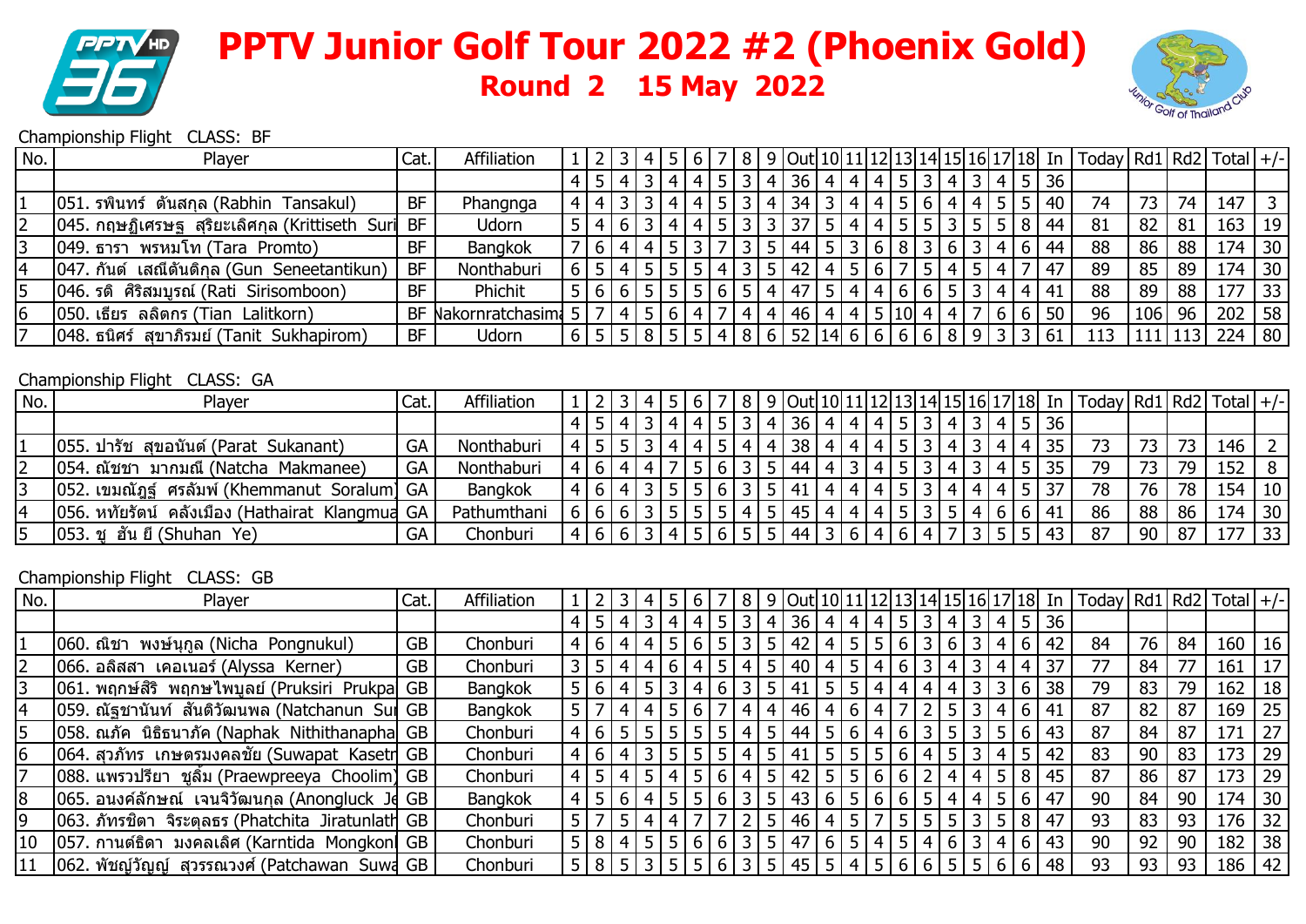# PPTV Junior Golf Tour 2022 #2 (Phoenix Gold)

## Round 2 15 May 2022

Championship Flight CLASS: BF

| No. | Player | Cat. | Affiliation | 1 | 2 | 3 | 4 | 5 | 6 | 7 | 8 | 9 | Out | 10 | 11 | 12 | 13 | 14 | 15 | 16 | 17 | 18 | In | Today | Rd1 | Rd2 | Total | +/- |
|---|---|---|---|---|---|---|---|---|---|---|---|---|---|---|---|---|---|---|---|---|---|---|---|---|---|---|---|---|
| | | | | 4 | 5 | 4 | 3 | 4 | 4 | 5 | 3 | 4 | 36 | 4 | 4 | 4 | 5 | 3 | 4 | 3 | 4 | 5 | 36 | | | | | |
| 1 | 051. รพินทร์ ตันสกุล (Rabhin Tansakul) | BF | Phangnga | 4 | 4 | 3 | 3 | 4 | 4 | 5 | 3 | 4 | 34 | 3 | 4 | 4 | 5 | 6 | 4 | 4 | 5 | 5 | 40 | 74 | 73 | 74 | 147 | 3 |
| 2 | 045. กฤษฏิ์เศรษฐ สุริยะเลิศกุล (Krittiseth Suri | BF | Udorn | 5 | 4 | 6 | 3 | 4 | 4 | 5 | 3 | 3 | 37 | 5 | 4 | 4 | 5 | 5 | 3 | 5 | 5 | 8 | 44 | 81 | 82 | 81 | 163 | 19 |
| 3 | 049. ธารา พรหมโท (Tara Promto) | BF | Bangkok | 7 | 6 | 4 | 4 | 5 | 3 | 7 | 3 | 5 | 44 | 5 | 3 | 6 | 8 | 3 | 6 | 3 | 4 | 6 | 44 | 88 | 86 | 88 | 174 | 30 |
| 4 | 047. กันต์ เสณีตันติกุล (Gun Seneetantikun) | BF | Nonthaburi | 6 | 5 | 4 | 5 | 5 | 5 | 4 | 3 | 5 | 42 | 4 | 5 | 6 | 7 | 5 | 4 | 5 | 4 | 7 | 47 | 89 | 85 | 89 | 174 | 30 |
| 5 | 046. รติ ศิริสมบูรณ์ (Rati Sirisomboon) | BF | Phichit | 5 | 6 | 6 | 5 | 5 | 5 | 6 | 5 | 4 | 47 | 5 | 4 | 4 | 6 | 6 | 5 | 3 | 4 | 4 | 41 | 88 | 89 | 88 | 177 | 33 |
| 6 | 050. เธียร ลลิตกร (Tian Lalitkorn) | BF | Nakornratchasima | 5 | 7 | 4 | 5 | 6 | 4 | 7 | 4 | 4 | 46 | 4 | 4 | 5 | 10 | 4 | 4 | 7 | 6 | 6 | 50 | 96 | 106 | 96 | 202 | 58 |
| 7 | 048. ธนิศร์ สุขาภิรมย์ (Tanit Sukhapirom) | BF | Udorn | 6 | 5 | 5 | 8 | 5 | 5 | 4 | 8 | 6 | 52 | 14 | 6 | 6 | 6 | 6 | 8 | 9 | 3 | 3 | 61 | 113 | 111 | 113 | 224 | 80 |

Championship Flight CLASS: GA

| No. | Player | Cat. | Affiliation | 1 | 2 | 3 | 4 | 5 | 6 | 7 | 8 | 9 | Out | 10 | 11 | 12 | 13 | 14 | 15 | 16 | 17 | 18 | In | Today | Rd1 | Rd2 | Total | +/- |
|---|---|---|---|---|---|---|---|---|---|---|---|---|---|---|---|---|---|---|---|---|---|---|---|---|---|---|---|---|
| | | | | 4 | 5 | 4 | 3 | 4 | 4 | 5 | 3 | 4 | 36 | 4 | 4 | 4 | 5 | 3 | 4 | 3 | 4 | 5 | 36 | | | | | |
| 1 | 055. ปารัช สุขอนันต์ (Parat Sukanant) | GA | Nonthaburi | 4 | 5 | 5 | 3 | 4 | 4 | 5 | 4 | 4 | 38 | 4 | 4 | 4 | 5 | 3 | 4 | 3 | 4 | 4 | 35 | 73 | 73 | 73 | 146 | 2 |
| 2 | 054. ณัชชา มากมณี (Natcha Makmanee) | GA | Nonthaburi | 4 | 6 | 4 | 4 | 7 | 5 | 6 | 3 | 5 | 44 | 4 | 3 | 4 | 5 | 3 | 4 | 3 | 4 | 5 | 35 | 79 | 73 | 79 | 152 | 8 |
| 3 | 052. เขมณัฏฐ์ ศรลัมพ์ (Khemmanut Soralump | GA | Bangkok | 4 | 6 | 4 | 3 | 5 | 5 | 6 | 3 | 5 | 41 | 4 | 4 | 4 | 5 | 3 | 4 | 4 | 4 | 5 | 37 | 78 | 76 | 78 | 154 | 10 |
| 4 | 056. หทัยรัตน์ คลังเมือง (Hathairat Klangmua | GA | Pathumthani | 6 | 6 | 6 | 3 | 5 | 5 | 5 | 4 | 5 | 45 | 4 | 4 | 4 | 5 | 3 | 5 | 4 | 6 | 6 | 41 | 86 | 88 | 86 | 174 | 30 |
| 5 | 053. ชู ฮัน ยี (Shuhan Ye) | GA | Chonburi | 4 | 6 | 6 | 3 | 4 | 5 | 6 | 5 | 5 | 44 | 3 | 6 | 4 | 6 | 4 | 7 | 3 | 5 | 5 | 43 | 87 | 90 | 87 | 177 | 33 |

Championship Flight CLASS: GB

| No. | Player | Cat. | Affiliation | 1 | 2 | 3 | 4 | 5 | 6 | 7 | 8 | 9 | Out | 10 | 11 | 12 | 13 | 14 | 15 | 16 | 17 | 18 | In | Today | Rd1 | Rd2 | Total | +/- |
|---|---|---|---|---|---|---|---|---|---|---|---|---|---|---|---|---|---|---|---|---|---|---|---|---|---|---|---|---|
| | | | | 4 | 5 | 4 | 3 | 4 | 4 | 5 | 3 | 4 | 36 | 4 | 4 | 4 | 5 | 3 | 4 | 3 | 4 | 5 | 36 | | | | | |
| 1 | 060. ณิชา พงษ์นุกูล (Nicha Pongnukul) | GB | Chonburi | 4 | 6 | 4 | 4 | 5 | 6 | 5 | 3 | 5 | 42 | 4 | 5 | 5 | 6 | 3 | 6 | 3 | 4 | 6 | 42 | 84 | 76 | 84 | 160 | 16 |
| 2 | 066. อลิสสา เคอเนอร์ (Alyssa Kerner) | GB | Chonburi | 3 | 5 | 4 | 4 | 6 | 4 | 5 | 4 | 5 | 40 | 4 | 5 | 4 | 6 | 3 | 4 | 3 | 4 | 4 | 37 | 77 | 84 | 77 | 161 | 17 |
| 3 | 061. พฤกษ์สิริ พฤกษ์ไพบูลย์ (Pruksiri Prukpa | GB | Bangkok | 5 | 6 | 4 | 5 | 3 | 4 | 6 | 3 | 5 | 41 | 5 | 5 | 4 | 4 | 4 | 4 | 3 | 3 | 6 | 38 | 79 | 83 | 79 | 162 | 18 |
| 4 | 059. ณัฐชานันท์ สันติวัฒนพล (Natchanun Su | GB | Bangkok | 5 | 7 | 4 | 4 | 5 | 6 | 7 | 4 | 4 | 46 | 4 | 6 | 4 | 7 | 2 | 5 | 3 | 4 | 6 | 41 | 87 | 82 | 87 | 169 | 25 |
| 5 | 058. ณภัค นิธิธนาภัค (Naphak Nithithanapha | GB | Chonburi | 4 | 6 | 5 | 5 | 5 | 5 | 5 | 4 | 5 | 44 | 5 | 6 | 4 | 6 | 3 | 5 | 3 | 5 | 6 | 43 | 87 | 84 | 87 | 171 | 27 |
| 6 | 064. สุวภัทร เกษตรมงคลชัย (Suwapat Kasetr | GB | Chonburi | 4 | 6 | 4 | 3 | 5 | 5 | 5 | 4 | 5 | 41 | 5 | 5 | 5 | 6 | 4 | 5 | 3 | 4 | 5 | 42 | 83 | 90 | 83 | 173 | 29 |
| 7 | 088. แพรวปรียา ชูลิ้ม (Praewpreeya Choolim | GB | Chonburi | 4 | 5 | 4 | 5 | 4 | 5 | 6 | 4 | 5 | 42 | 5 | 5 | 6 | 6 | 2 | 4 | 4 | 5 | 8 | 45 | 87 | 86 | 87 | 173 | 29 |
| 8 | 065. อนงค์ลักษณ์ เจนจิวัฒนกุล (Anongluck Je | GB | Bangkok | 4 | 5 | 6 | 4 | 5 | 5 | 6 | 3 | 5 | 43 | 6 | 5 | 6 | 6 | 5 | 4 | 4 | 5 | 6 | 47 | 90 | 84 | 90 | 174 | 30 |
| 9 | 063. ภัทรชิตา จิระตุลธร (Phatchita Jiratunlath | GB | Chonburi | 5 | 7 | 5 | 4 | 4 | 7 | 7 | 2 | 5 | 46 | 4 | 5 | 7 | 5 | 5 | 5 | 3 | 5 | 8 | 47 | 93 | 83 | 93 | 176 | 32 |
| 10 | 057. กานต์ธิดา มงคลเลิศ (Karntida Mongkonl | GB | Chonburi | 5 | 8 | 4 | 5 | 5 | 6 | 6 | 3 | 5 | 47 | 6 | 5 | 4 | 5 | 4 | 6 | 3 | 4 | 6 | 43 | 90 | 92 | 90 | 182 | 38 |
| 11 | 062. พัชญ์วัญญ์ สุวรรณวงศ์ (Patchawan Suwa | GB | Chonburi | 5 | 8 | 5 | 3 | 5 | 5 | 6 | 3 | 5 | 45 | 5 | 4 | 5 | 6 | 6 | 5 | 5 | 6 | 6 | 48 | 93 | 93 | 93 | 186 | 42 |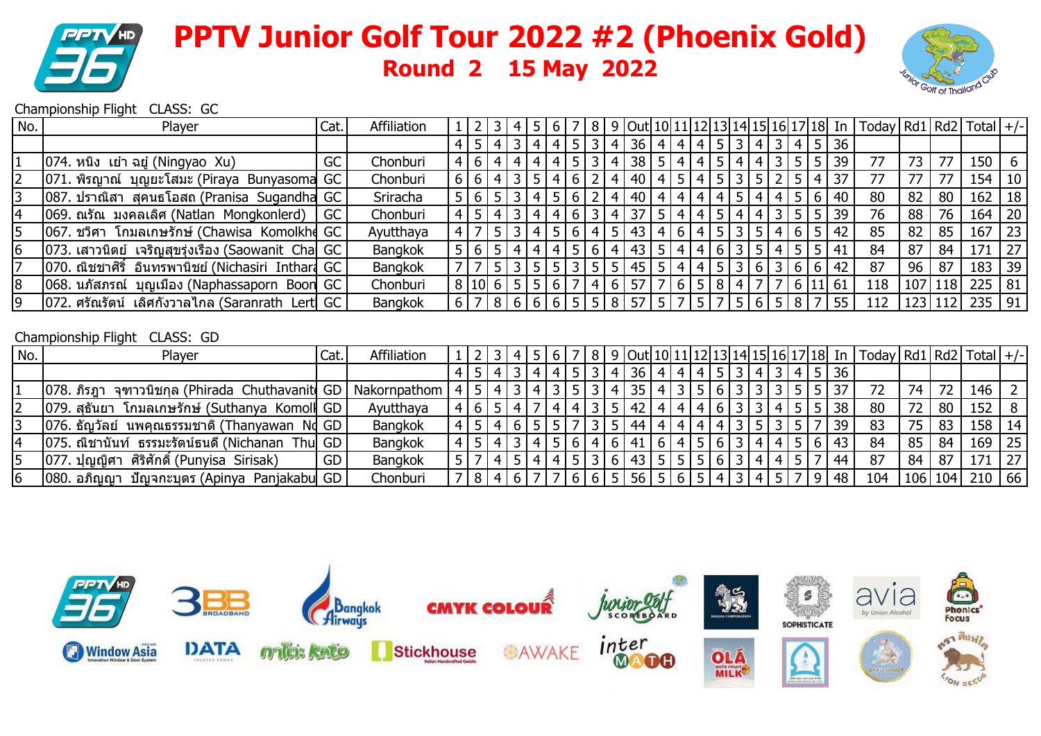# PPTV Junior Golf Tour 2022 #2 (Phoenix Gold)

## Round 2 15 May 2022

Championship Flight CLASS: GC

| No. | Player | Cat. | Affiliation | 1 | 2 | 3 | 4 | 5 | 6 | 7 | 8 | 9 | Out | 10 | 11 | 12 | 13 | 14 | 15 | 16 | 17 | 18 | In | Today | Rd1 | Rd2 | Total | +/- |
|---|---|---|---|---|---|---|---|---|---|---|---|---|---|---|---|---|---|---|---|---|---|---|---|---|---|---|---|---|
| | | | | 4 | 5 | 4 | 3 | 4 | 4 | 5 | 3 | 4 | 36 | 4 | 4 | 4 | 5 | 3 | 4 | 3 | 4 | 5 | 36 | | | | | |
| 1 | 074. หนิง เย่า ฉวี่ (Ningyao Xu) | GC | Chonburi | 4 | 6 | 4 | 4 | 4 | 4 | 5 | 3 | 4 | 38 | 5 | 4 | 4 | 5 | 4 | 4 | 3 | 5 | 5 | 39 | 77 | 73 | 77 | 150 | 6 |
| 2 | 071. พิรญาณ์ บุญยะโสมะ (Piraya Bunyasoma | GC | Chonburi | 6 | 6 | 4 | 3 | 5 | 4 | 6 | 2 | 4 | 40 | 4 | 5 | 4 | 5 | 3 | 5 | 2 | 5 | 4 | 37 | 77 | 77 | 77 | 154 | 10 |
| 3 | 087. ปราณิสา สุคนธโอสถ (Pranisa Sugandha | GC | Sriracha | 5 | 6 | 5 | 3 | 4 | 5 | 6 | 2 | 4 | 40 | 4 | 4 | 4 | 4 | 5 | 4 | 4 | 5 | 6 | 40 | 80 | 82 | 80 | 162 | 18 |
| 4 | 069. ณรัณ มงคลเลิศ (Natlan Mongkonlerd) | GC | Chonburi | 4 | 5 | 4 | 3 | 4 | 4 | 6 | 3 | 4 | 37 | 5 | 4 | 4 | 5 | 4 | 4 | 3 | 5 | 5 | 39 | 76 | 88 | 76 | 164 | 20 |
| 5 | 067. ชวิศา โกมลเกษรักษ์ (Chawisa Komolkhe | GC | Ayutthaya | 4 | 7 | 5 | 3 | 4 | 5 | 6 | 4 | 5 | 43 | 4 | 6 | 4 | 5 | 3 | 5 | 4 | 6 | 5 | 42 | 85 | 82 | 85 | 167 | 23 |
| 6 | 073. เสาวนิตย์ เจริญสุขรุ่งเรือง (Saowanit Cha | GC | Bangkok | 5 | 6 | 5 | 4 | 4 | 4 | 5 | 6 | 4 | 43 | 5 | 4 | 4 | 6 | 3 | 5 | 4 | 5 | 5 | 41 | 84 | 87 | 84 | 171 | 27 |
| 7 | 070. ณิชชาศิริ์ อินทรพานิชย์ (Nichasiri Inthara | GC | Bangkok | 7 | 7 | 5 | 3 | 5 | 5 | 3 | 5 | 5 | 45 | 5 | 4 | 4 | 5 | 3 | 6 | 3 | 6 | 6 | 42 | 87 | 96 | 87 | 183 | 39 |
| 8 | 068. นภัสภรณ์ บุญเมือง (Naphassaporn Boon | GC | Chonburi | 8 | 10 | 6 | 5 | 5 | 6 | 7 | 4 | 6 | 57 | 7 | 6 | 5 | 8 | 4 | 7 | 7 | 6 | 11 | 61 | 118 | 107 | 118 | 225 | 81 |
| 9 | 072. ศรัณรัตน์ เลิศกังวาลไกล (Saranrath Lert | GC | Bangkok | 6 | 7 | 8 | 6 | 6 | 6 | 5 | 5 | 8 | 57 | 5 | 7 | 5 | 7 | 5 | 6 | 5 | 8 | 7 | 55 | 112 | 123 | 112 | 235 | 91 |

Championship Flight CLASS: GD

| No. | Player | Cat. | Affiliation | 1 | 2 | 3 | 4 | 5 | 6 | 7 | 8 | 9 | Out | 10 | 11 | 12 | 13 | 14 | 15 | 16 | 17 | 18 | In | Today | Rd1 | Rd2 | Total | +/- |
|---|---|---|---|---|---|---|---|---|---|---|---|---|---|---|---|---|---|---|---|---|---|---|---|---|---|---|---|---|
| | | | | 4 | 5 | 4 | 3 | 4 | 4 | 5 | 3 | 4 | 36 | 4 | 4 | 4 | 5 | 3 | 4 | 3 | 4 | 5 | 36 | | | | | |
| 1 | 078. ภิรฎา จุฑาวนิชกุล (Phirada Chuthavanit | GD | Nakornpathom | 4 | 5 | 4 | 3 | 4 | 3 | 5 | 3 | 4 | 35 | 4 | 3 | 5 | 6 | 3 | 3 | 3 | 5 | 5 | 37 | 72 | 74 | 72 | 146 | 2 |
| 2 | 079. สุธันยา โกมลเกษรักษ์ (Suthanya Komol | GD | Ayutthaya | 4 | 6 | 5 | 4 | 7 | 4 | 4 | 3 | 5 | 42 | 4 | 4 | 4 | 6 | 3 | 3 | 4 | 5 | 5 | 38 | 80 | 72 | 80 | 152 | 8 |
| 3 | 076. ธัญวัลย์ นพคุณธรรมชาติ (Thanyawan N | GD | Bangkok | 4 | 5 | 4 | 6 | 5 | 5 | 7 | 3 | 5 | 44 | 4 | 4 | 4 | 4 | 3 | 5 | 3 | 5 | 7 | 39 | 83 | 75 | 83 | 158 | 14 |
| 4 | 075. ณิชานันท์ ธรรมะรัตน์ธนดี (Nichanan Thu | GD | Bangkok | 4 | 5 | 4 | 3 | 4 | 5 | 6 | 4 | 6 | 41 | 6 | 4 | 5 | 6 | 3 | 4 | 4 | 5 | 6 | 43 | 84 | 85 | 84 | 169 | 25 |
| 5 | 077. ปุณญิศา ศิริศักดิ์ (Punyisa Sirisak) | GD | Bangkok | 5 | 7 | 4 | 5 | 4 | 4 | 5 | 3 | 6 | 43 | 5 | 5 | 5 | 6 | 3 | 4 | 4 | 5 | 7 | 44 | 87 | 84 | 87 | 171 | 27 |
| 6 | 080. อภิญญา ปัญจกะบุตร (Apinya Panjakabu | GD | Chonburi | 7 | 8 | 4 | 6 | 7 | 7 | 6 | 6 | 5 | 56 | 5 | 6 | 5 | 4 | 3 | 4 | 5 | 7 | 9 | 48 | 104 | 106 | 104 | 210 | 66 |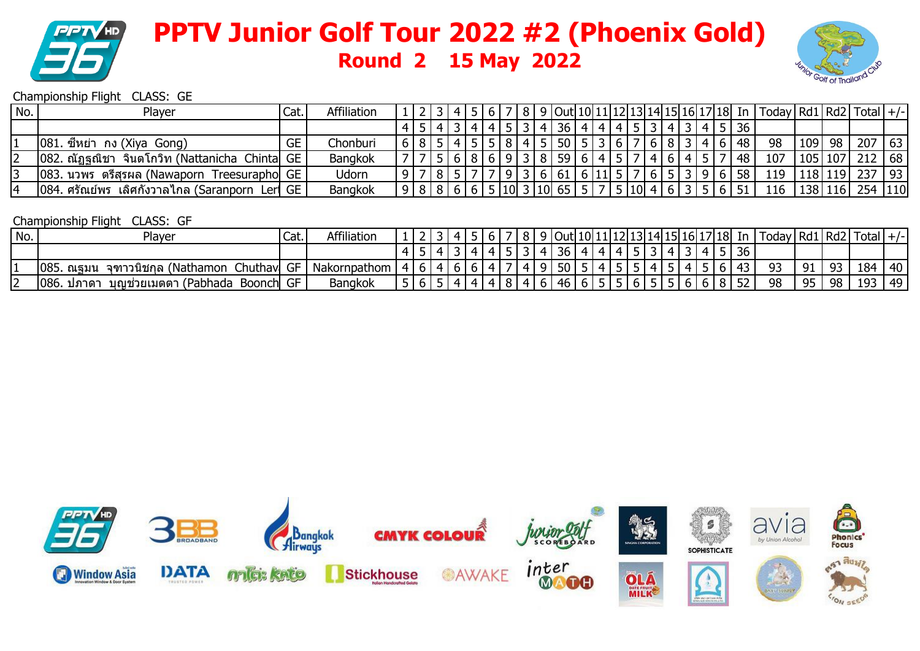# PPTV Junior Golf Tour 2022 #2 (Phoenix Gold)

## Round 2 15 May 2022

Championship Flight CLASS: GE

| No. | Player | Cat. | Affiliation | 1 | 2 | 3 | 4 | 5 | 6 | 7 | 8 | 9 | Out | 10 | 11 | 12 | 13 | 14 | 15 | 16 | 17 | 18 | In | Today | Rd1 | Rd2 | Total | +/- |
|---|---|---|---|---|---|---|---|---|---|---|---|---|---|---|---|---|---|---|---|---|---|---|---|---|---|---|---|---|
| | | | | 4 | 5 | 4 | 3 | 4 | 4 | 5 | 3 | 4 | 36 | 4 | 4 | 4 | 5 | 3 | 4 | 3 | 4 | 5 | 36 | | | | | |
| 1 | 081. ซีหย่า กง (Xiya Gong) | GE | Chonburi | 6 | 8 | 5 | 4 | 5 | 5 | 8 | 4 | 5 | 50 | 5 | 3 | 6 | 7 | 6 | 8 | 3 | 4 | 6 | 48 | 98 | 109 | 98 | 207 | 63 |
| 2 | 082. ณัฏฐณิชา จินตโกวิท (Nattanicha Chinta | GE | Bangkok | 7 | 7 | 5 | 6 | 8 | 6 | 9 | 3 | 8 | 59 | 6 | 4 | 5 | 7 | 4 | 6 | 4 | 5 | 7 | 48 | 107 | 105 | 107 | 212 | 68 |
| 3 | 083. นวพร ตรีสุรผล (Nawaporn Treesurapho | GE | Udorn | 9 | 7 | 8 | 5 | 7 | 7 | 9 | 3 | 6 | 61 | 6 | 11 | 5 | 7 | 6 | 5 | 3 | 9 | 6 | 58 | 119 | 118 | 119 | 237 | 93 |
| 4 | 084. ศรัณย์พร เลิศกังวาลไกล (Saranporn Ler | GE | Bangkok | 9 | 8 | 8 | 6 | 6 | 5 | 10 | 3 | 10 | 65 | 5 | 7 | 5 | 10 | 4 | 6 | 3 | 5 | 6 | 51 | 116 | 138 | 116 | 254 | 110 |

Championship Flight CLASS: GF

| No. | Player | Cat. | Affiliation | 1 | 2 | 3 | 4 | 5 | 6 | 7 | 8 | 9 | Out | 10 | 11 | 12 | 13 | 14 | 15 | 16 | 17 | 18 | In | Today | Rd1 | Rd2 | Total | +/- |
|---|---|---|---|---|---|---|---|---|---|---|---|---|---|---|---|---|---|---|---|---|---|---|---|---|---|---|---|---|
| | | | | 4 | 5 | 4 | 3 | 4 | 4 | 5 | 3 | 4 | 36 | 4 | 4 | 4 | 5 | 3 | 4 | 3 | 4 | 5 | 36 | | | | | |
| 1 | 085. ณฐมน จุฑาวนิชกุล (Nathamon Chuthav | GF | Nakornpathom | 4 | 6 | 4 | 6 | 6 | 4 | 7 | 4 | 9 | 50 | 5 | 4 | 5 | 5 | 4 | 5 | 4 | 5 | 6 | 43 | 93 | 91 | 93 | 184 | 40 |
| 2 | 086. ปภาดา บุญช่วยเมตตา (Pabhada Boonch | GF | Bangkok | 5 | 6 | 5 | 4 | 4 | 4 | 8 | 4 | 6 | 46 | 6 | 5 | 5 | 6 | 5 | 5 | 6 | 6 | 8 | 52 | 98 | 95 | 98 | 193 | 49 |